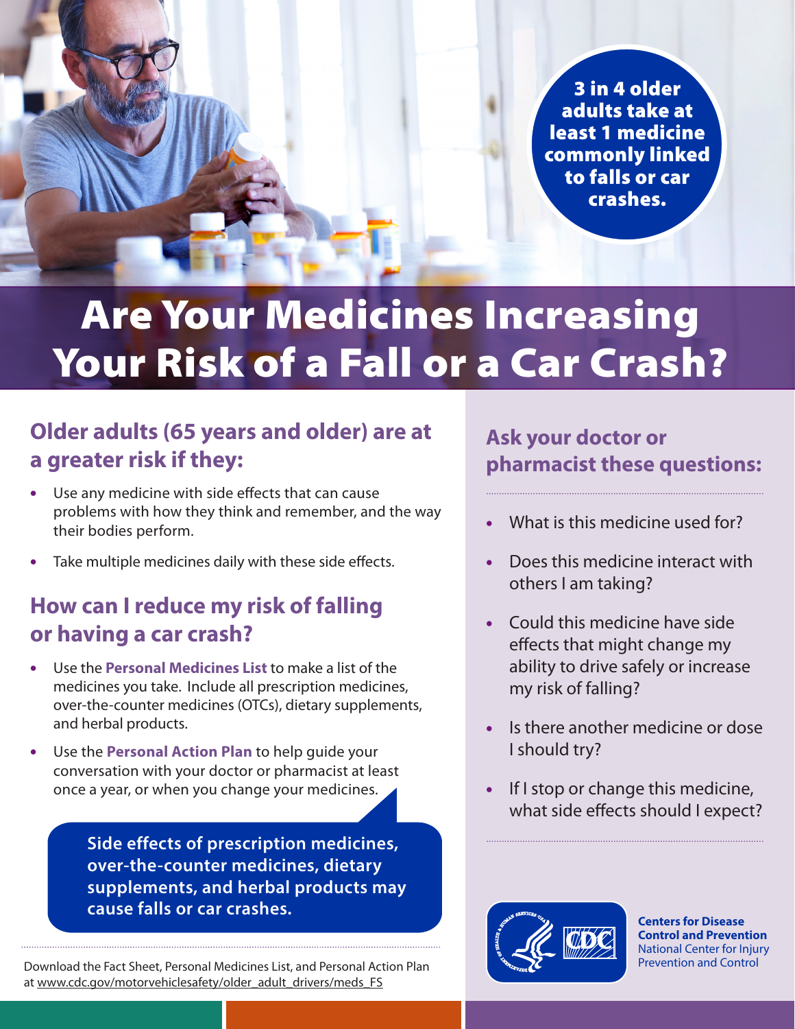**3 in 4 older adults take at least 1 medicine commonly linked to falls or car crashes.**

# Are Your Medicines Increasing Your Risk of a Fall or a Car Crash?

## Older adults (65 years and older) are at a greater risk if they:

- Use any medicine with side effects that can cause problems with how they think and remember, and the way their bodies perform.
- Take multiple medicines daily with these side effects.

## How can I reduce my risk of falling or having a car crash?

- Use the **Personal Medicines List** to make a list of the medicines you take. Include all prescription medicines, over-the-counter medicines (OTCs), dietary supplements, and herbal products.
- Use the **Personal Action Plan** to help guide your conversation with your doctor or pharmacist at least once a year, or when you change your medicines.

**Side effects of prescription medicines, over-the-counter medicines, dietary supplements, and herbal products may cause falls or car crashes.**

Download the Fact Sheet, Personal Medicines List, and Personal Action Plan at www.cdc.gov/motorvehiclesafety/older_adult_drivers/meds_FS

## Ask your doctor or pharmacist these questions:

- What is this medicine used for?
- Does this medicine interact with others I am taking?
- Could this medicine have side effects that might change my ability to drive safely or increase my risk of falling?
- Is there another medicine or dose I should try?
- If I stop or change this medicine, what side effects should I expect?

**Centers for Disease Control and Prevention**
National Center for Injury Prevention and Control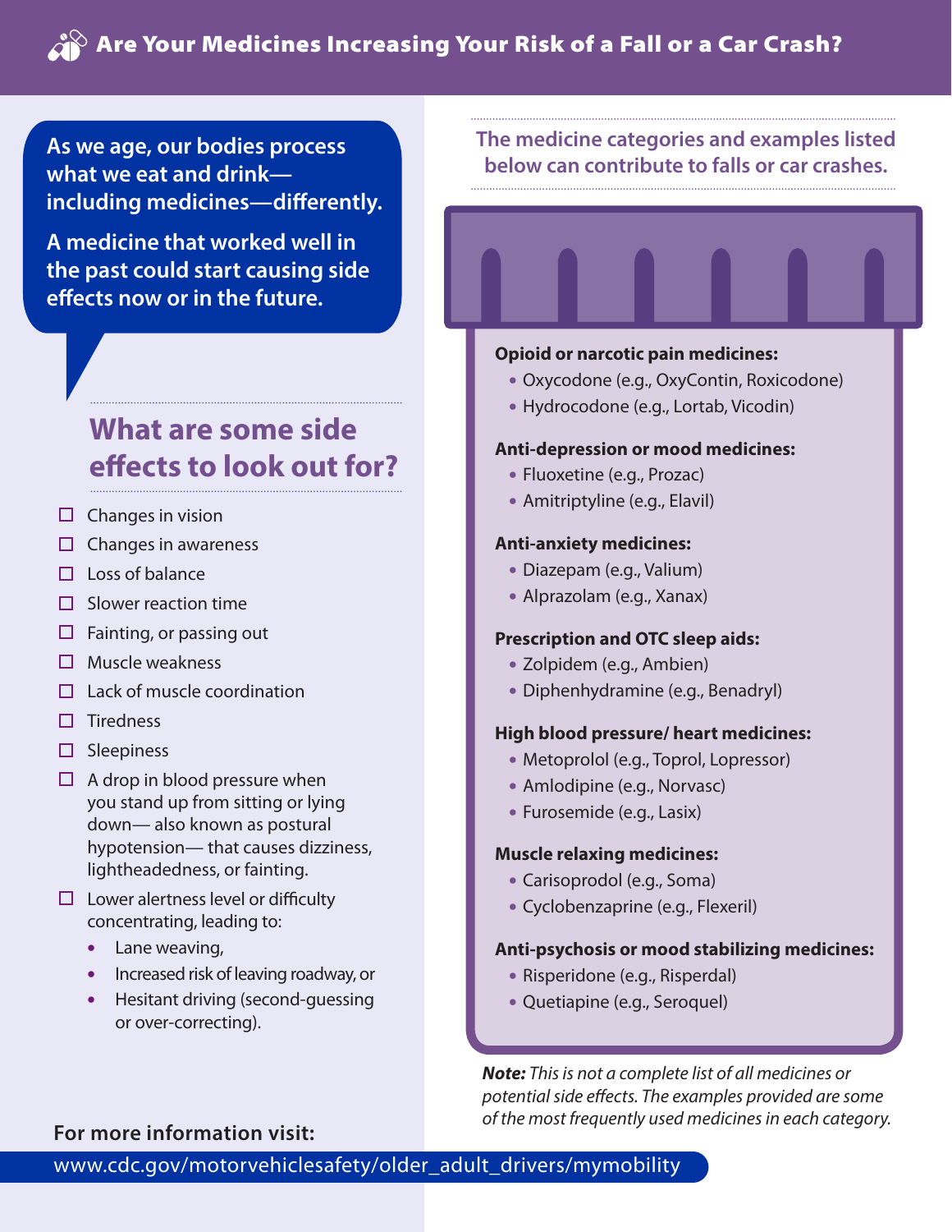# Are Your Medicines Increasing Your Risk of a Fall or a Car Crash?

**As we age, our bodies process what we eat and drink—including medicines—differently.**

**A medicine that worked well in the past could start causing side effects now or in the future.**

## What are some side effects to look out for?

- ☐ Changes in vision
- ☐ Changes in awareness
- ☐ Loss of balance
- ☐ Slower reaction time
- ☐ Fainting, or passing out
- ☐ Muscle weakness
- ☐ Lack of muscle coordination
- ☐ Tiredness
- ☐ Sleepiness
- ☐ A drop in blood pressure when you stand up from sitting or lying down— also known as postural hypotension— that causes dizziness, lightheadedness, or fainting.
- ☐ Lower alertness level or difficulty concentrating, leading to:
  - Lane weaving,
  - Increased risk of leaving roadway, or
  - Hesitant driving (second-guessing or over-correcting).

**The medicine categories and examples listed below can contribute to falls or car crashes.**

**Opioid or narcotic pain medicines:**
- Oxycodone (e.g., OxyContin, Roxicodone)
- Hydrocodone (e.g., Lortab, Vicodin)

**Anti-depression or mood medicines:**
- Fluoxetine (e.g., Prozac)
- Amitriptyline (e.g., Elavil)

**Anti-anxiety medicines:**
- Diazepam (e.g., Valium)
- Alprazolam (e.g., Xanax)

**Prescription and OTC sleep aids:**
- Zolpidem (e.g., Ambien)
- Diphenhydramine (e.g., Benadryl)

**High blood pressure/ heart medicines:**
- Metoprolol (e.g., Toprol, Lopressor)
- Amlodipine (e.g., Norvasc)
- Furosemide (e.g., Lasix)

**Muscle relaxing medicines:**
- Carisoprodol (e.g., Soma)
- Cyclobenzaprine (e.g., Flexeril)

**Anti-psychosis or mood stabilizing medicines:**
- Risperidone (e.g., Risperdal)
- Quetiapine (e.g., Seroquel)

***Note:*** *This is not a complete list of all medicines or potential side effects. The examples provided are some of the most frequently used medicines in each category.*

**For more information visit:**

www.cdc.gov/motorvehiclesafety/older_adult_drivers/mymobility